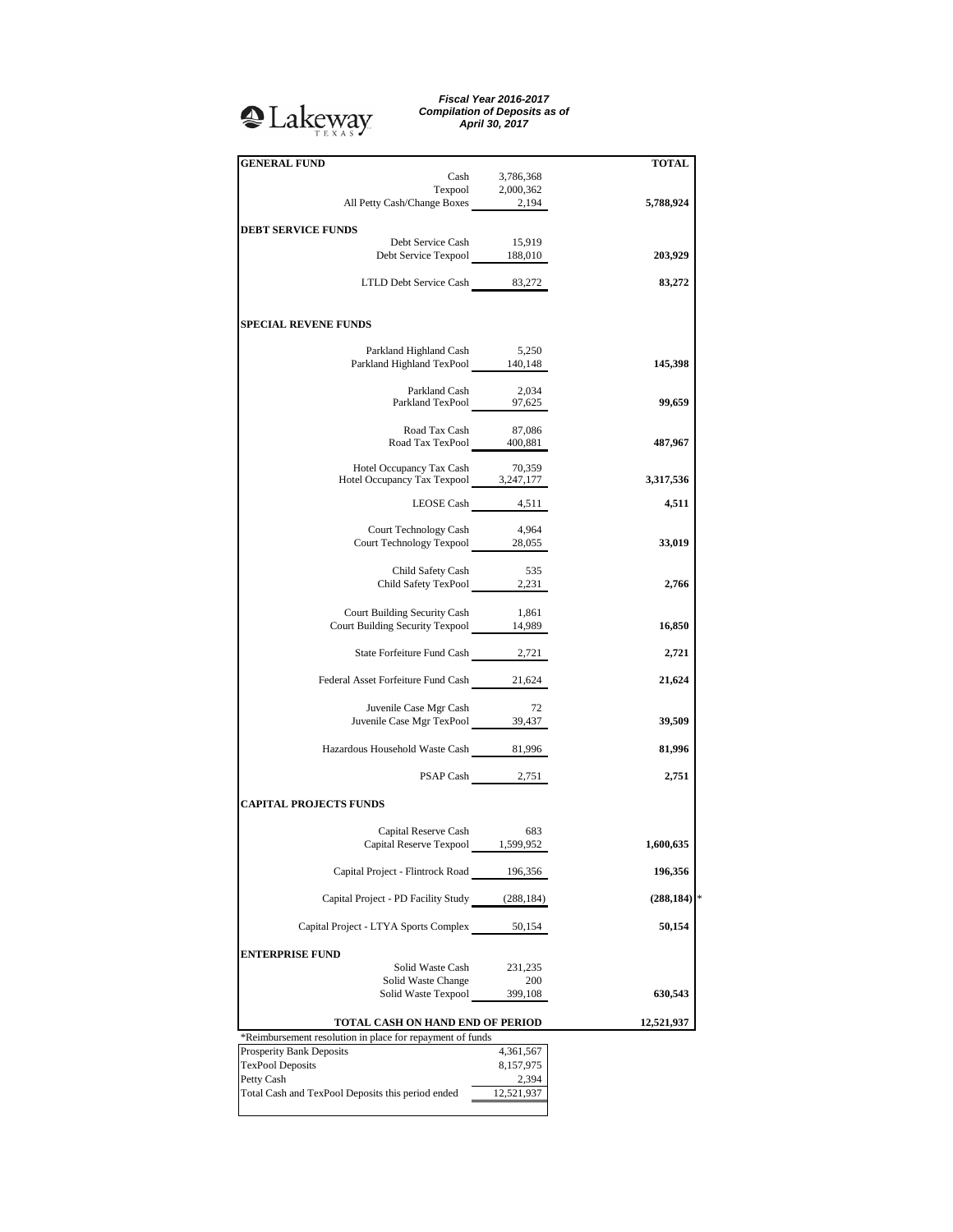Lakeway TEXAS

***Fiscal Year 2016-2017***
***Compilation of Deposits as of***
***April 30, 2017***

| **GENERAL FUND** | | **TOTAL** |
|---|---|---|
| Cash | 3,786,368 | |
| Texpool | 2,000,362 | |
| All Petty Cash/Change Boxes | 2,194 | **5,788,924** |
| **DEBT SERVICE FUNDS** | | |
| Debt Service Cash | 15,919 | |
| Debt Service Texpool | 188,010 | **203,929** |
| LTLD Debt Service Cash | 83,272 | **83,272** |
| **SPECIAL REVENE FUNDS** | | |
| Parkland Highland Cash | 5,250 | |
| Parkland Highland TexPool | 140,148 | **145,398** |
| Parkland Cash | 2,034 | |
| Parkland TexPool | 97,625 | **99,659** |
| Road Tax Cash | 87,086 | |
| Road Tax TexPool | 400,881 | **487,967** |
| Hotel Occupancy Tax Cash | 70,359 | |
| Hotel Occupancy Tax Texpool | 3,247,177 | **3,317,536** |
| LEOSE Cash | 4,511 | **4,511** |
| Court Technology Cash | 4,964 | |
| Court Technology Texpool | 28,055 | **33,019** |
| Child Safety Cash | 535 | |
| Child Safety TexPool | 2,231 | **2,766** |
| Court Building Security Cash | 1,861 | |
| Court Building Security Texpool | 14,989 | **16,850** |
| State Forfeiture Fund Cash | 2,721 | **2,721** |
| Federal Asset Forfeiture Fund Cash | 21,624 | **21,624** |
| Juvenile Case Mgr Cash | 72 | |
| Juvenile Case Mgr TexPool | 39,437 | **39,509** |
| Hazardous Household Waste Cash | 81,996 | **81,996** |
| PSAP Cash | 2,751 | **2,751** |
| **CAPITAL PROJECTS FUNDS** | | |
| Capital Reserve Cash | 683 | |
| Capital Reserve Texpool | 1,599,952 | **1,600,635** |
| Capital Project - Flintrock Road | 196,356 | **196,356** |
| Capital Project - PD Facility Study | (288,184) | **(288,184)** * |
| Capital Project - LTYA Sports Complex | 50,154 | **50,154** |
| **ENTERPRISE FUND** | | |
| Solid Waste Cash | 231,235 | |
| Solid Waste Change | 200 | |
| Solid Waste Texpool | 399,108 | **630,543** |
| **TOTAL CASH ON HAND END OF PERIOD** | | **12,521,937** |

*Reimbursement resolution in place for repayment of funds

| | |
|---|---|
| Prosperity Bank Deposits | 4,361,567 |
| TexPool Deposits | 8,157,975 |
| Petty Cash | 2,394 |
| Total Cash and TexPool Deposits this period ended | 12,521,937 |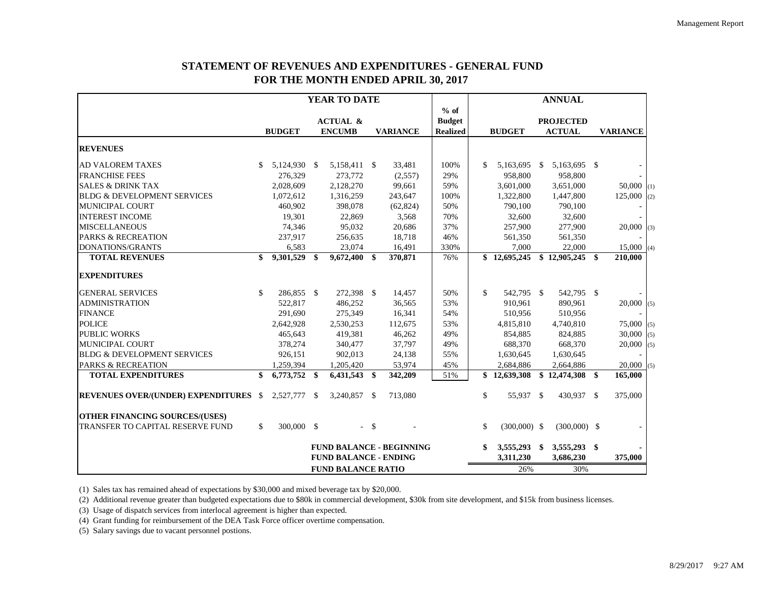## STATEMENT OF REVENUES AND EXPENDITURES - GENERAL FUND
## FOR THE MONTH ENDED APRIL 30, 2017

| | YEAR TO DATE | | | | ANNUAL | | | |
|---|---|---|---|---|---|---|---|---|
| | BUDGET | ACTUAL & ENCUMB | VARIANCE | % of Budget Realized | BUDGET | PROJECTED ACTUAL | VARIANCE | |
| **REVENUES** | | | | | | | | |
| AD VALOREM TAXES | $ 5,124,930 | $ 5,158,411 | $ 33,481 | 100% | $ 5,163,695 | $ 5,163,695 | $ - | |
| FRANCHISE FEES | 276,329 | 273,772 | (2,557) | 29% | 958,800 | 958,800 | - | |
| SALES & DRINK TAX | 2,028,609 | 2,128,270 | 99,661 | 59% | 3,601,000 | 3,651,000 | 50,000 | (1) |
| BLDG & DEVELOPMENT SERVICES | 1,072,612 | 1,316,259 | 243,647 | 100% | 1,322,800 | 1,447,800 | 125,000 | (2) |
| MUNICIPAL COURT | 460,902 | 398,078 | (62,824) | 50% | 790,100 | 790,100 | - | |
| INTEREST INCOME | 19,301 | 22,869 | 3,568 | 70% | 32,600 | 32,600 | - | |
| MISCELLANEOUS | 74,346 | 95,032 | 20,686 | 37% | 257,900 | 277,900 | 20,000 | (3) |
| PARKS & RECREATION | 237,917 | 256,635 | 18,718 | 46% | 561,350 | 561,350 | - | |
| DONATIONS/GRANTS | 6,583 | 23,074 | 16,491 | 330% | 7,000 | 22,000 | 15,000 | (4) |
| **TOTAL REVENUES** | **$ 9,301,529** | **$ 9,672,400** | **$ 370,871** | 76% | **$ 12,695,245** | **$ 12,905,245** | **$ 210,000** | |
| **EXPENDITURES** | | | | | | | | |
| GENERAL SERVICES | $ 286,855 | $ 272,398 | $ 14,457 | 50% | $ 542,795 | $ 542,795 | $ - | |
| ADMINISTRATION | 522,817 | 486,252 | 36,565 | 53% | 910,961 | 890,961 | 20,000 | (5) |
| FINANCE | 291,690 | 275,349 | 16,341 | 54% | 510,956 | 510,956 | - | |
| POLICE | 2,642,928 | 2,530,253 | 112,675 | 53% | 4,815,810 | 4,740,810 | 75,000 | (5) |
| PUBLIC WORKS | 465,643 | 419,381 | 46,262 | 49% | 854,885 | 824,885 | 30,000 | (5) |
| MUNICIPAL COURT | 378,274 | 340,477 | 37,797 | 49% | 688,370 | 668,370 | 20,000 | (5) |
| BLDG & DEVELOPMENT SERVICES | 926,151 | 902,013 | 24,138 | 55% | 1,630,645 | 1,630,645 | - | |
| PARKS & RECREATION | 1,259,394 | 1,205,420 | 53,974 | 45% | 2,684,886 | 2,664,886 | 20,000 | (5) |
| **TOTAL EXPENDITURES** | **$ 6,773,752** | **$ 6,431,543** | **$ 342,209** | 51% | **$ 12,639,308** | **$ 12,474,308** | **$ 165,000** | |
| **REVENUES OVER/(UNDER) EXPENDITURES** | $ 2,527,777 | $ 3,240,857 | $ 713,080 | | $ 55,937 | $ 430,937 | $ 375,000 | |
| **OTHER FINANCING SOURCES/(USES)** | | | | | | | | |
| TRANSFER TO CAPITAL RESERVE FUND | $ 300,000 | $ - | $ - | | $ (300,000) | $ (300,000) | $ - | |
| | | **FUND BALANCE - BEGINNING** | | | **$ 3,555,293** | **$ 3,555,293** | **$ -** | |
| | | **FUND BALANCE - ENDING** | | | **3,311,230** | **3,686,230** | **375,000** | |
| | | **FUND BALANCE RATIO** | | | 26% | 30% | | |

(1) Sales tax has remained ahead of expectations by $30,000 and mixed beverage tax by $20,000.

(2) Additional revenue greater than budgeted expectations due to $80k in commercial development, $30k from site development, and $15k from business licenses.

(3) Usage of dispatch services from interlocal agreement is higher than expected.

(4) Grant funding for reimbursement of the DEA Task Force officer overtime compensation.

(5) Salary savings due to vacant personnel postions.